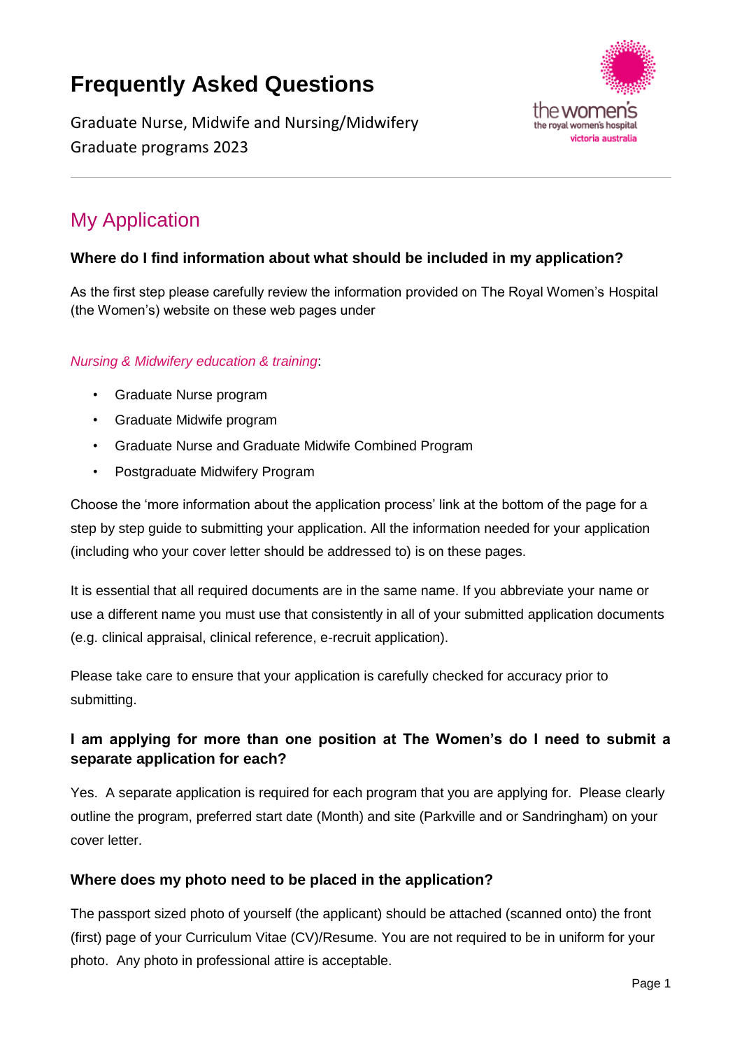# Frequently Asked Questions

Graduate Nurse, Midwife and Nursing/Midwifery Graduate programs 2023

## My Application

### Where do I find information about what should be included in my application?

As the first step please carefully review the information provided on The Royal Women's Hospital (the Women's) website on these web pages under

*Nursing & Midwifery education & training*:

- Graduate Nurse program
- Graduate Midwife program
- Graduate Nurse and Graduate Midwife Combined Program
- Postgraduate Midwifery Program

Choose the 'more information about the application process' link at the bottom of the page for a step by step guide to submitting your application. All the information needed for your application (including who your cover letter should be addressed to) is on these pages.

It is essential that all required documents are in the same name. If you abbreviate your name or use a different name you must use that consistently in all of your submitted application documents (e.g. clinical appraisal, clinical reference, e-recruit application).

Please take care to ensure that your application is carefully checked for accuracy prior to submitting.

### I am applying for more than one position at The Women's do I need to submit a separate application for each?

Yes. A separate application is required for each program that you are applying for. Please clearly outline the program, preferred start date (Month) and site (Parkville and or Sandringham) on your cover letter.

### Where does my photo need to be placed in the application?

The passport sized photo of yourself (the applicant) should be attached (scanned onto) the front (first) page of your Curriculum Vitae (CV)/Resume. You are not required to be in uniform for your photo. Any photo in professional attire is acceptable.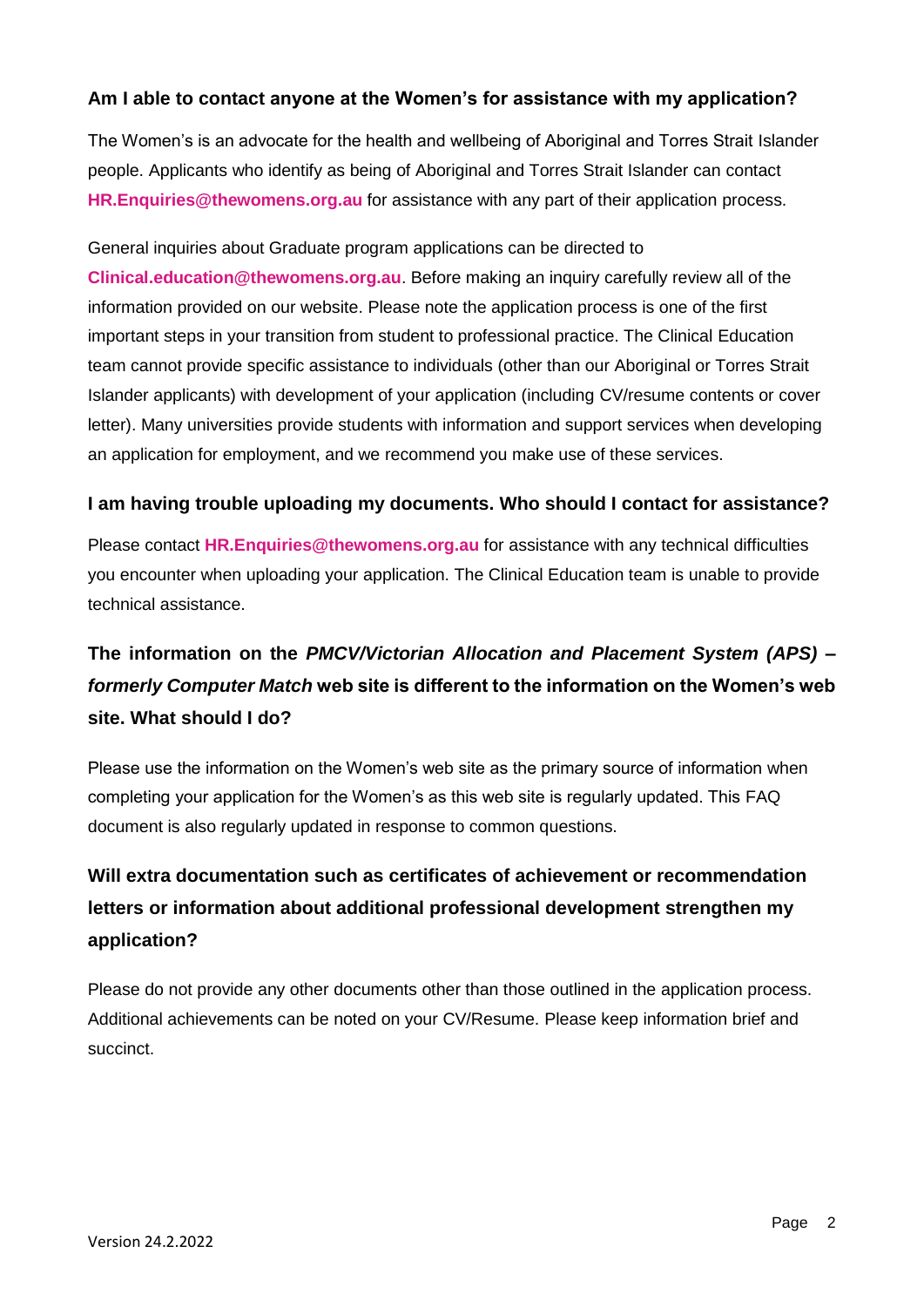**Am I able to contact anyone at the Women's for assistance with my application?**

The Women's is an advocate for the health and wellbeing of Aboriginal and Torres Strait Islander people. Applicants who identify as being of Aboriginal and Torres Strait Islander can contact **HR.Enquiries@thewomens.org.au** for assistance with any part of their application process.

General inquiries about Graduate program applications can be directed to **Clinical.education@thewomens.org.au**. Before making an inquiry carefully review all of the information provided on our website. Please note the application process is one of the first important steps in your transition from student to professional practice. The Clinical Education team cannot provide specific assistance to individuals (other than our Aboriginal or Torres Strait Islander applicants) with development of your application (including CV/resume contents or cover letter). Many universities provide students with information and support services when developing an application for employment, and we recommend you make use of these services.

**I am having trouble uploading my documents. Who should I contact for assistance?**

Please contact **HR.Enquiries@thewomens.org.au** for assistance with any technical difficulties you encounter when uploading your application. The Clinical Education team is unable to provide technical assistance.

**The information on the *PMCV/Victorian Allocation and Placement System (APS) – formerly Computer Match* web site is different to the information on the Women's web site. What should I do?**

Please use the information on the Women's web site as the primary source of information when completing your application for the Women's as this web site is regularly updated. This FAQ document is also regularly updated in response to common questions.

**Will extra documentation such as certificates of achievement or recommendation letters or information about additional professional development strengthen my application?**

Please do not provide any other documents other than those outlined in the application process. Additional achievements can be noted on your CV/Resume. Please keep information brief and succinct.

Version 24.2.2022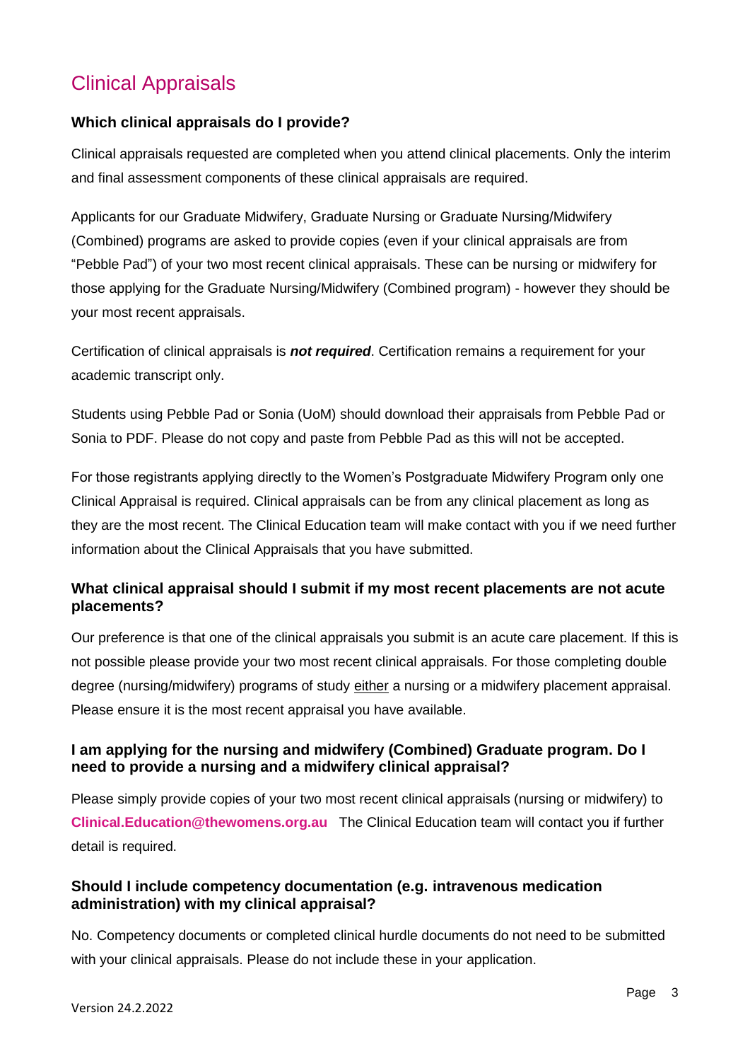# Clinical Appraisals

### Which clinical appraisals do I provide?

Clinical appraisals requested are completed when you attend clinical placements. Only the interim and final assessment components of these clinical appraisals are required.

Applicants for our Graduate Midwifery, Graduate Nursing or Graduate Nursing/Midwifery (Combined) programs are asked to provide copies (even if your clinical appraisals are from "Pebble Pad") of your two most recent clinical appraisals. These can be nursing or midwifery for those applying for the Graduate Nursing/Midwifery (Combined program) - however they should be your most recent appraisals.

Certification of clinical appraisals is ***not required***. Certification remains a requirement for your academic transcript only.

Students using Pebble Pad or Sonia (UoM) should download their appraisals from Pebble Pad or Sonia to PDF. Please do not copy and paste from Pebble Pad as this will not be accepted.

For those registrants applying directly to the Women's Postgraduate Midwifery Program only one Clinical Appraisal is required. Clinical appraisals can be from any clinical placement as long as they are the most recent. The Clinical Education team will make contact with you if we need further information about the Clinical Appraisals that you have submitted.

### What clinical appraisal should I submit if my most recent placements are not acute placements?

Our preference is that one of the clinical appraisals you submit is an acute care placement. If this is not possible please provide your two most recent clinical appraisals. For those completing double degree (nursing/midwifery) programs of study either a nursing or a midwifery placement appraisal. Please ensure it is the most recent appraisal you have available.

### I am applying for the nursing and midwifery (Combined) Graduate program. Do I need to provide a nursing and a midwifery clinical appraisal?

Please simply provide copies of your two most recent clinical appraisals (nursing or midwifery) to **Clinical.Education@thewomens.org.au** The Clinical Education team will contact you if further detail is required.

### Should I include competency documentation (e.g. intravenous medication administration) with my clinical appraisal?

No. Competency documents or completed clinical hurdle documents do not need to be submitted with your clinical appraisals. Please do not include these in your application.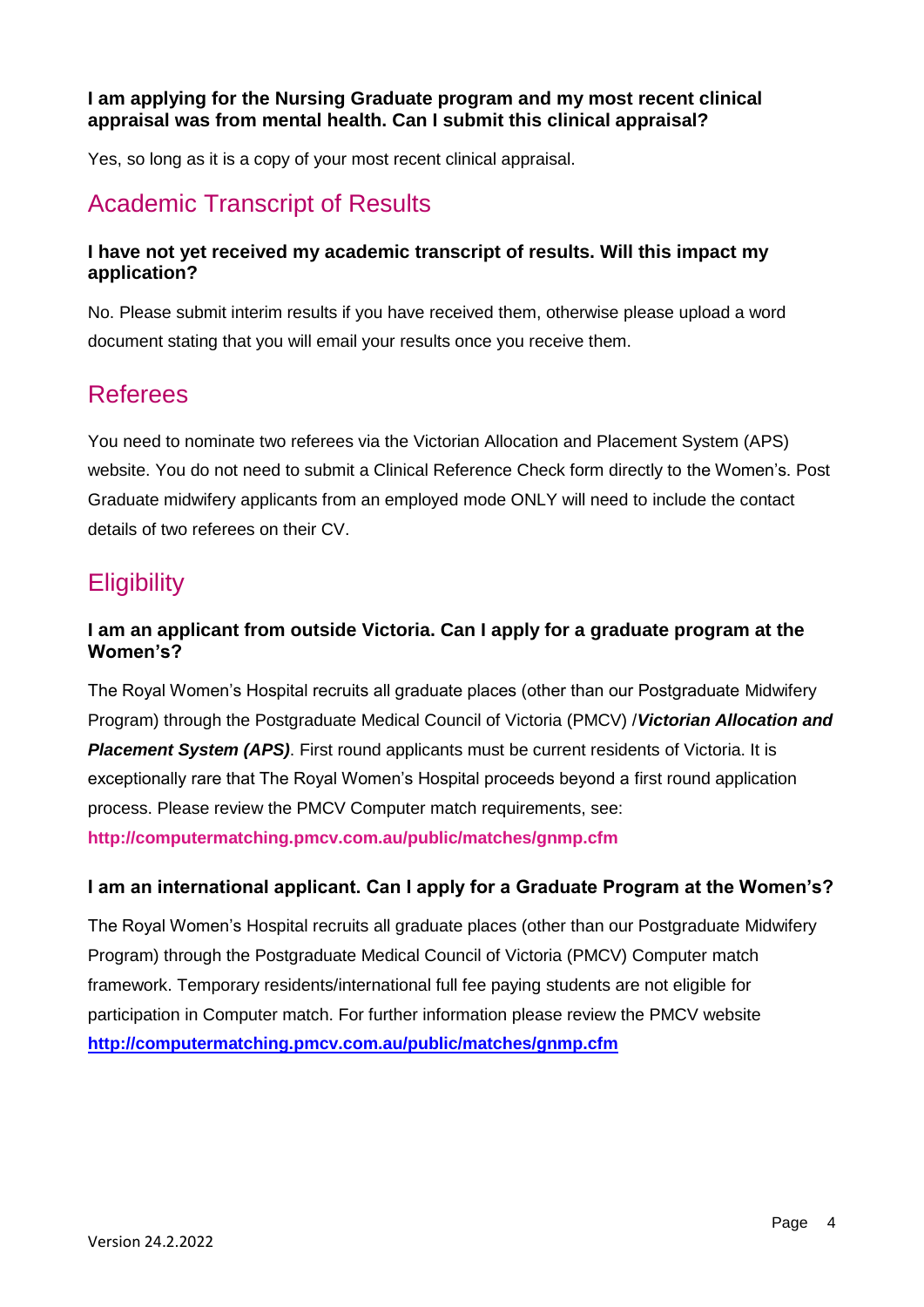**I am applying for the Nursing Graduate program and my most recent clinical appraisal was from mental health. Can I submit this clinical appraisal?**

Yes, so long as it is a copy of your most recent clinical appraisal.

## Academic Transcript of Results

**I have not yet received my academic transcript of results. Will this impact my application?**

No. Please submit interim results if you have received them, otherwise please upload a word document stating that you will email your results once you receive them.

## Referees

You need to nominate two referees via the Victorian Allocation and Placement System (APS) website. You do not need to submit a Clinical Reference Check form directly to the Women's. Post Graduate midwifery applicants from an employed mode ONLY will need to include the contact details of two referees on their CV.

## Eligibility

**I am an applicant from outside Victoria. Can I apply for a graduate program at the Women's?**

The Royal Women's Hospital recruits all graduate places (other than our Postgraduate Midwifery Program) through the Postgraduate Medical Council of Victoria (PMCV) /***Victorian Allocation and Placement System (APS)***. First round applicants must be current residents of Victoria. It is exceptionally rare that The Royal Women's Hospital proceeds beyond a first round application process. Please review the PMCV Computer match requirements, see: **http://computermatching.pmcv.com.au/public/matches/gnmp.cfm**

**I am an international applicant. Can I apply for a Graduate Program at the Women's?**

The Royal Women's Hospital recruits all graduate places (other than our Postgraduate Midwifery Program) through the Postgraduate Medical Council of Victoria (PMCV) Computer match framework. Temporary residents/international full fee paying students are not eligible for participation in Computer match. For further information please review the PMCV website **http://computermatching.pmcv.com.au/public/matches/gnmp.cfm**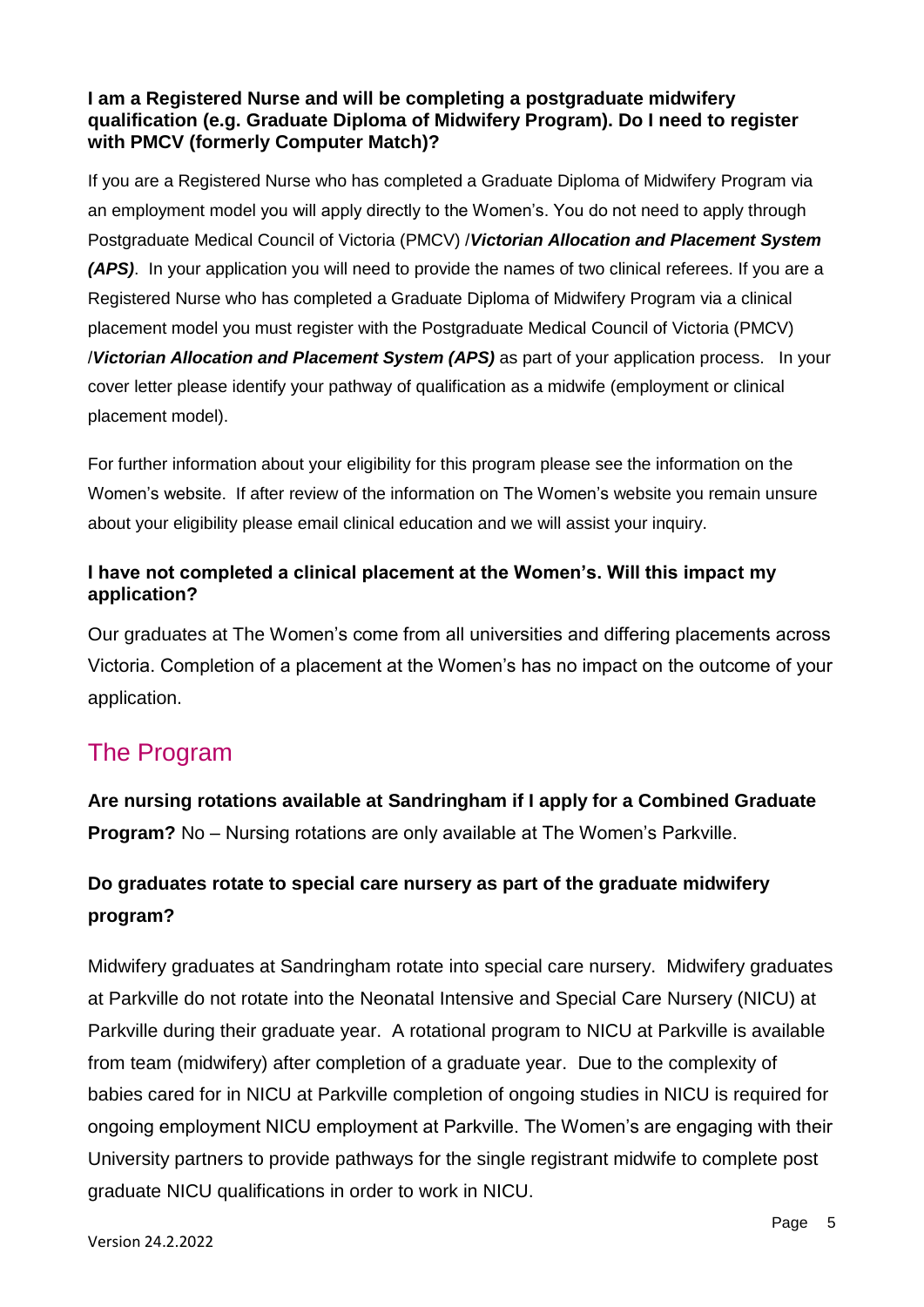**I am a Registered Nurse and will be completing a postgraduate midwifery qualification (e.g. Graduate Diploma of Midwifery Program). Do I need to register with PMCV (formerly Computer Match)?**

If you are a Registered Nurse who has completed a Graduate Diploma of Midwifery Program via an employment model you will apply directly to the Women's. You do not need to apply through Postgraduate Medical Council of Victoria (PMCV) /***Victorian Allocation and Placement System (APS)***. In your application you will need to provide the names of two clinical referees. If you are a Registered Nurse who has completed a Graduate Diploma of Midwifery Program via a clinical placement model you must register with the Postgraduate Medical Council of Victoria (PMCV) /***Victorian Allocation and Placement System (APS)*** as part of your application process. In your cover letter please identify your pathway of qualification as a midwife (employment or clinical placement model).

For further information about your eligibility for this program please see the information on the Women's website. If after review of the information on The Women's website you remain unsure about your eligibility please email clinical education and we will assist your inquiry.

**I have not completed a clinical placement at the Women's. Will this impact my application?**

Our graduates at The Women's come from all universities and differing placements across Victoria. Completion of a placement at the Women's has no impact on the outcome of your application.

## The Program

**Are nursing rotations available at Sandringham if I apply for a Combined Graduate Program?** No – Nursing rotations are only available at The Women's Parkville.

**Do graduates rotate to special care nursery as part of the graduate midwifery program?**

Midwifery graduates at Sandringham rotate into special care nursery. Midwifery graduates at Parkville do not rotate into the Neonatal Intensive and Special Care Nursery (NICU) at Parkville during their graduate year. A rotational program to NICU at Parkville is available from team (midwifery) after completion of a graduate year. Due to the complexity of babies cared for in NICU at Parkville completion of ongoing studies in NICU is required for ongoing employment NICU employment at Parkville. The Women's are engaging with their University partners to provide pathways for the single registrant midwife to complete post graduate NICU qualifications in order to work in NICU.

Version 24.2.2022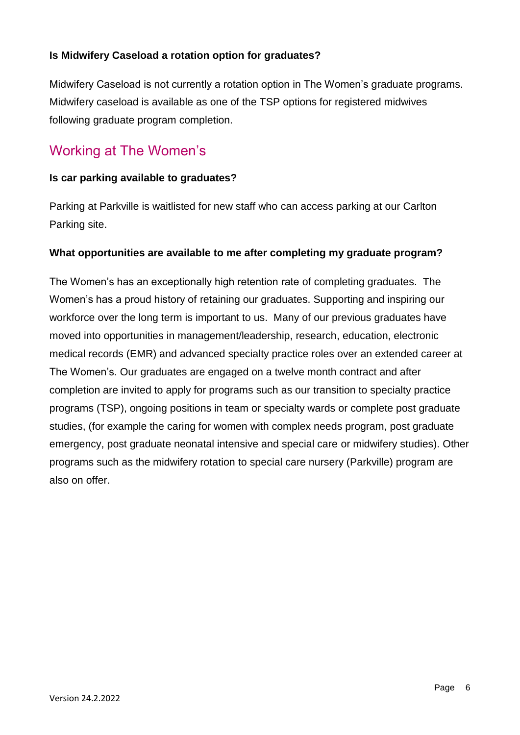**Is Midwifery Caseload a rotation option for graduates?**

Midwifery Caseload is not currently a rotation option in The Women's graduate programs. Midwifery caseload is available as one of the TSP options for registered midwives following graduate program completion.

## Working at The Women's

**Is car parking available to graduates?**

Parking at Parkville is waitlisted for new staff who can access parking at our Carlton Parking site.

**What opportunities are available to me after completing my graduate program?**

The Women's has an exceptionally high retention rate of completing graduates. The Women's has a proud history of retaining our graduates. Supporting and inspiring our workforce over the long term is important to us. Many of our previous graduates have moved into opportunities in management/leadership, research, education, electronic medical records (EMR) and advanced specialty practice roles over an extended career at The Women's. Our graduates are engaged on a twelve month contract and after completion are invited to apply for programs such as our transition to specialty practice programs (TSP), ongoing positions in team or specialty wards or complete post graduate studies, (for example the caring for women with complex needs program, post graduate emergency, post graduate neonatal intensive and special care or midwifery studies). Other programs such as the midwifery rotation to special care nursery (Parkville) program are also on offer.

Version 24.2.2022